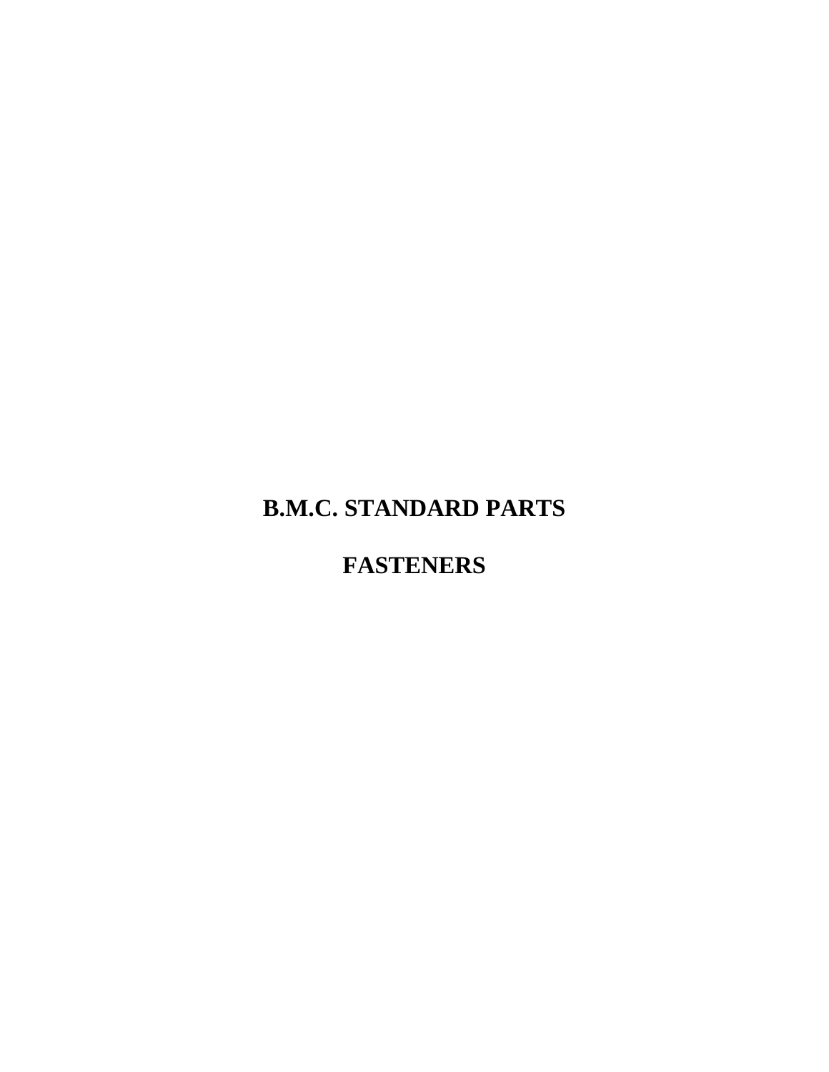# B.M.C. STANDARD PARTS

# FASTENERS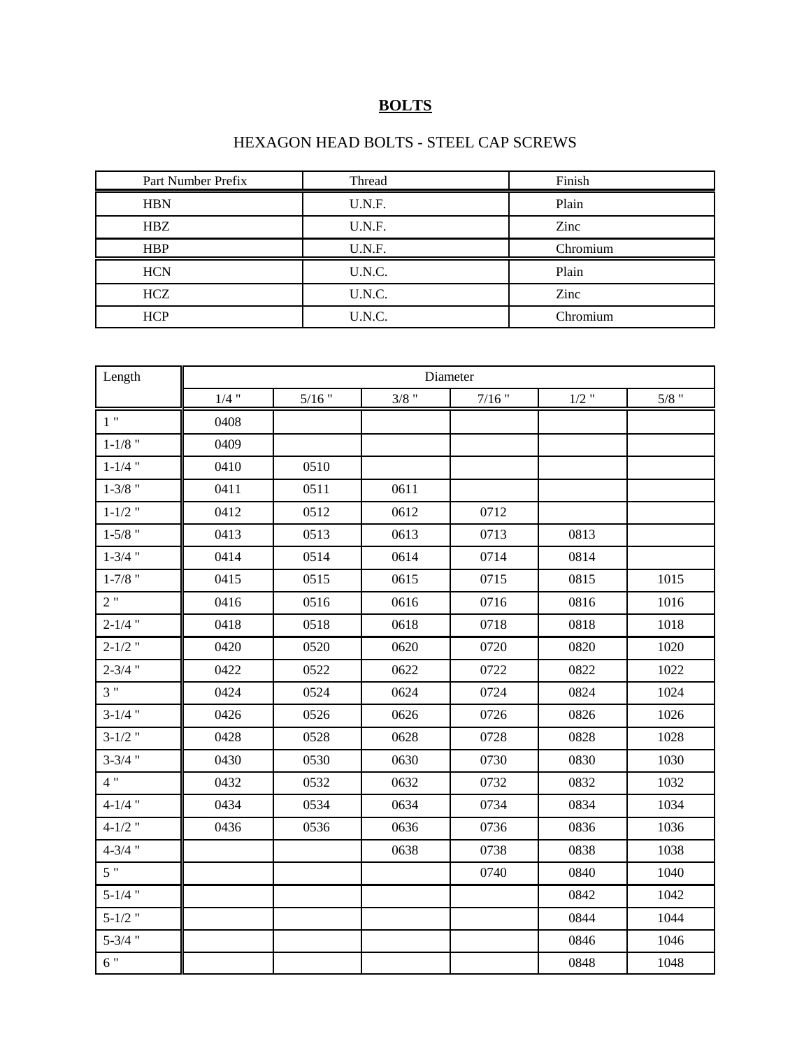# BOLTS

## HEXAGON HEAD BOLTS - STEEL CAP SCREWS

| Part Number Prefix | Thread | Finish |
|---|---|---|
| HBN | U.N.F. | Plain |
| HBZ | U.N.F. | Zinc |
| HBP | U.N.F. | Chromium |
| HCN | U.N.C. | Plain |
| HCZ | U.N.C. | Zinc |
| HCP | U.N.C. | Chromium |

| Length | Diameter | | | | | |
|---|---|---|---|---|---|---|
| | 1/4 " | 5/16 " | 3/8 " | 7/16 " | 1/2 " | 5/8 " |
| 1 " | 0408 | | | | | |
| 1-1/8 " | 0409 | | | | | |
| 1-1/4 " | 0410 | 0510 | | | | |
| 1-3/8 " | 0411 | 0511 | 0611 | | | |
| 1-1/2 " | 0412 | 0512 | 0612 | 0712 | | |
| 1-5/8 " | 0413 | 0513 | 0613 | 0713 | 0813 | |
| 1-3/4 " | 0414 | 0514 | 0614 | 0714 | 0814 | |
| 1-7/8 " | 0415 | 0515 | 0615 | 0715 | 0815 | 1015 |
| 2 " | 0416 | 0516 | 0616 | 0716 | 0816 | 1016 |
| 2-1/4 " | 0418 | 0518 | 0618 | 0718 | 0818 | 1018 |
| 2-1/2 " | 0420 | 0520 | 0620 | 0720 | 0820 | 1020 |
| 2-3/4 " | 0422 | 0522 | 0622 | 0722 | 0822 | 1022 |
| 3 " | 0424 | 0524 | 0624 | 0724 | 0824 | 1024 |
| 3-1/4 " | 0426 | 0526 | 0626 | 0726 | 0826 | 1026 |
| 3-1/2 " | 0428 | 0528 | 0628 | 0728 | 0828 | 1028 |
| 3-3/4 " | 0430 | 0530 | 0630 | 0730 | 0830 | 1030 |
| 4 " | 0432 | 0532 | 0632 | 0732 | 0832 | 1032 |
| 4-1/4 " | 0434 | 0534 | 0634 | 0734 | 0834 | 1034 |
| 4-1/2 " | 0436 | 0536 | 0636 | 0736 | 0836 | 1036 |
| 4-3/4 " | | | 0638 | 0738 | 0838 | 1038 |
| 5 " | | | | 0740 | 0840 | 1040 |
| 5-1/4 " | | | | | 0842 | 1042 |
| 5-1/2 " | | | | | 0844 | 1044 |
| 5-3/4 " | | | | | 0846 | 1046 |
| 6 " | | | | | 0848 | 1048 |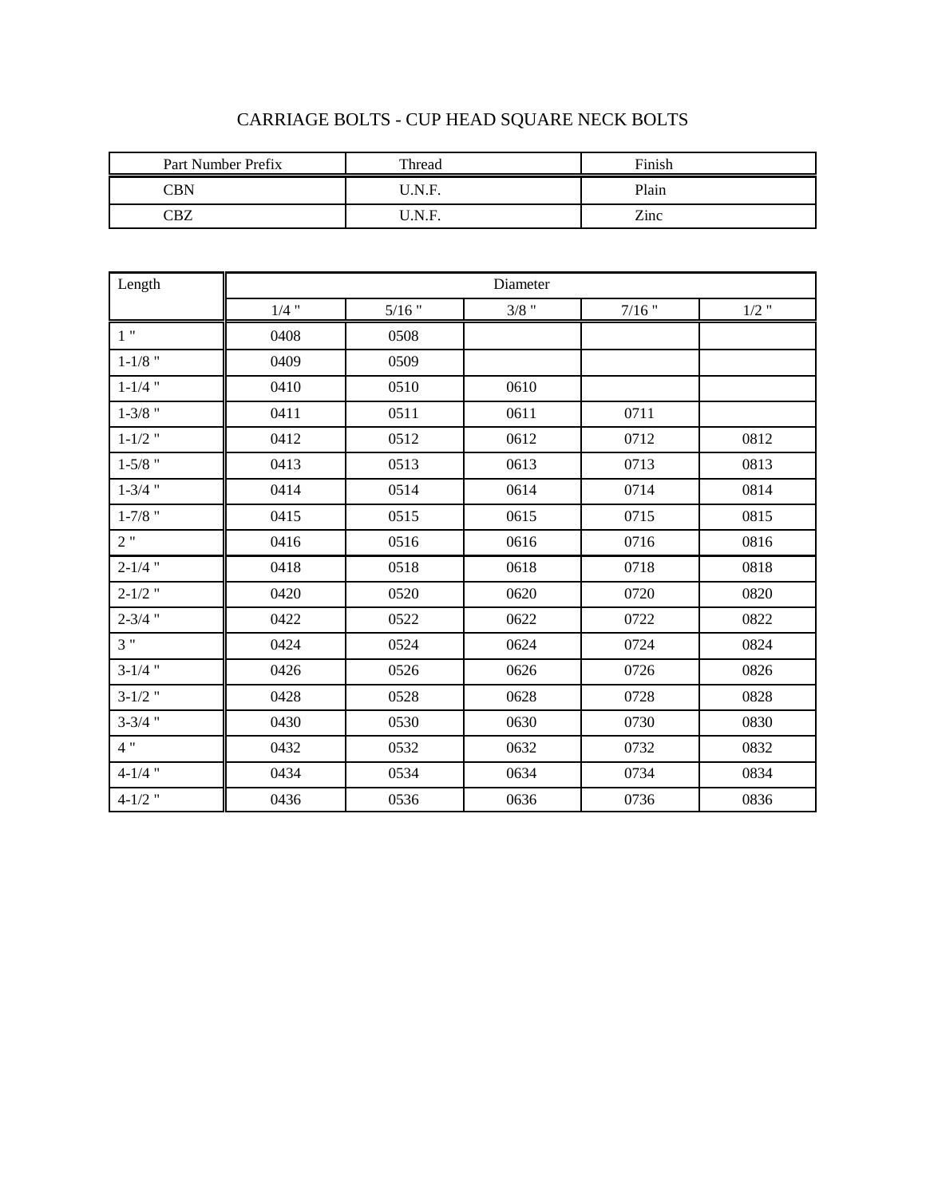# CARRIAGE BOLTS - CUP HEAD SQUARE NECK BOLTS

| Part Number Prefix | Thread | Finish |
| --- | --- | --- |
| CBN | U.N.F. | Plain |
| CBZ | U.N.F. | Zinc |

| Length | Diameter | | | | |
| --- | --- | --- | --- | --- | --- |
| | 1/4 " | 5/16 " | 3/8 " | 7/16 " | 1/2 " |
| 1 " | 0408 | 0508 | | | |
| 1-1/8 " | 0409 | 0509 | | | |
| 1-1/4 " | 0410 | 0510 | 0610 | | |
| 1-3/8 " | 0411 | 0511 | 0611 | 0711 | |
| 1-1/2 " | 0412 | 0512 | 0612 | 0712 | 0812 |
| 1-5/8 " | 0413 | 0513 | 0613 | 0713 | 0813 |
| 1-3/4 " | 0414 | 0514 | 0614 | 0714 | 0814 |
| 1-7/8 " | 0415 | 0515 | 0615 | 0715 | 0815 |
| 2 " | 0416 | 0516 | 0616 | 0716 | 0816 |
| 2-1/4 " | 0418 | 0518 | 0618 | 0718 | 0818 |
| 2-1/2 " | 0420 | 0520 | 0620 | 0720 | 0820 |
| 2-3/4 " | 0422 | 0522 | 0622 | 0722 | 0822 |
| 3 " | 0424 | 0524 | 0624 | 0724 | 0824 |
| 3-1/4 " | 0426 | 0526 | 0626 | 0726 | 0826 |
| 3-1/2 " | 0428 | 0528 | 0628 | 0728 | 0828 |
| 3-3/4 " | 0430 | 0530 | 0630 | 0730 | 0830 |
| 4 " | 0432 | 0532 | 0632 | 0732 | 0832 |
| 4-1/4 " | 0434 | 0534 | 0634 | 0734 | 0834 |
| 4-1/2 " | 0436 | 0536 | 0636 | 0736 | 0836 |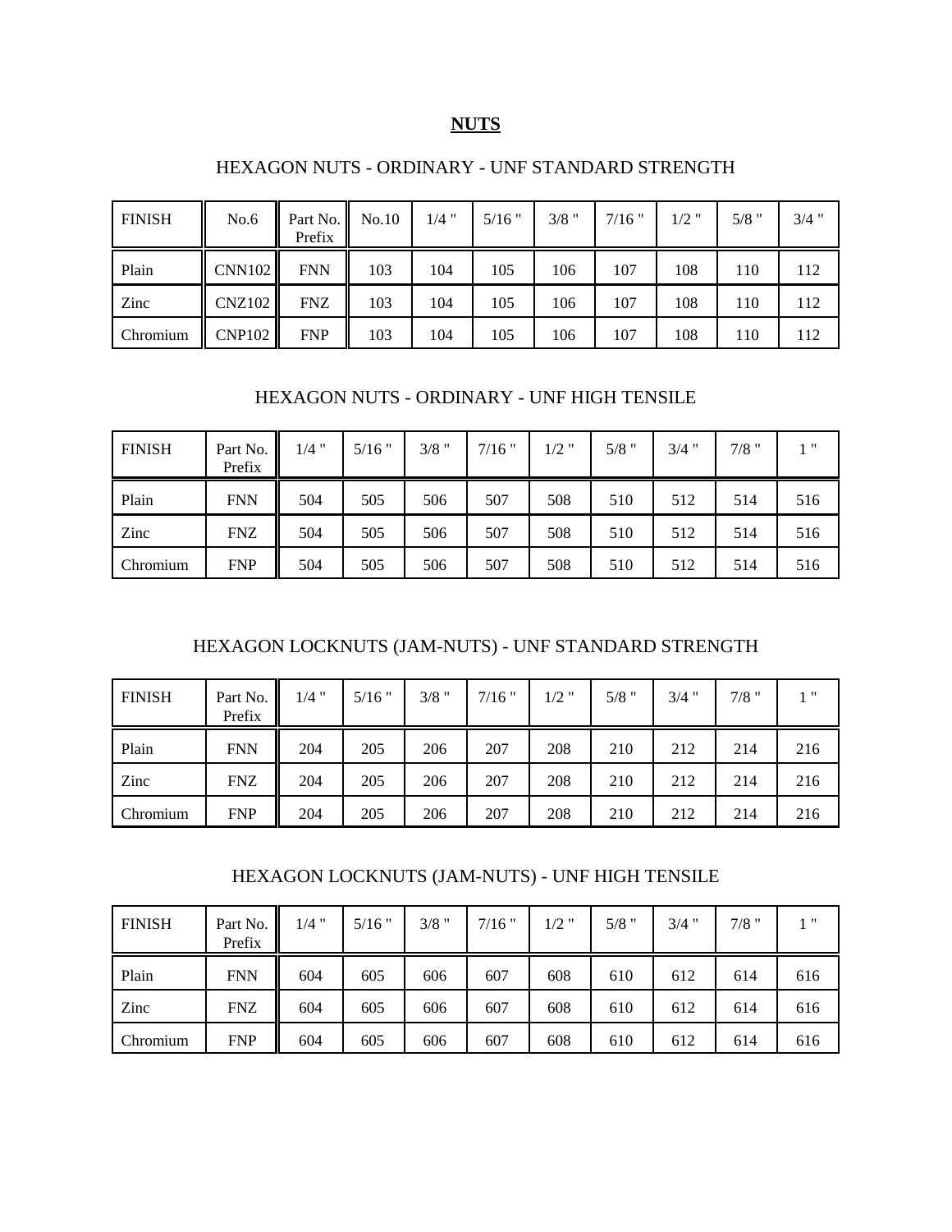# NUTS

## HEXAGON NUTS - ORDINARY - UNF STANDARD STRENGTH

| FINISH | No.6 | Part No. Prefix | No.10 | 1/4 " | 5/16 " | 3/8 " | 7/16 " | 1/2 " | 5/8 " | 3/4 " |
|---|---|---|---|---|---|---|---|---|---|---|
| Plain | CNN102 | FNN | 103 | 104 | 105 | 106 | 107 | 108 | 110 | 112 |
| Zinc | CNZ102 | FNZ | 103 | 104 | 105 | 106 | 107 | 108 | 110 | 112 |
| Chromium | CNP102 | FNP | 103 | 104 | 105 | 106 | 107 | 108 | 110 | 112 |

## HEXAGON NUTS - ORDINARY - UNF HIGH TENSILE

| FINISH | Part No. Prefix | 1/4 " | 5/16 " | 3/8 " | 7/16 " | 1/2 " | 5/8 " | 3/4 " | 7/8 " | 1 " |
|---|---|---|---|---|---|---|---|---|---|---|
| Plain | FNN | 504 | 505 | 506 | 507 | 508 | 510 | 512 | 514 | 516 |
| Zinc | FNZ | 504 | 505 | 506 | 507 | 508 | 510 | 512 | 514 | 516 |
| Chromium | FNP | 504 | 505 | 506 | 507 | 508 | 510 | 512 | 514 | 516 |

## HEXAGON LOCKNUTS (JAM-NUTS) - UNF STANDARD STRENGTH

| FINISH | Part No. Prefix | 1/4 " | 5/16 " | 3/8 " | 7/16 " | 1/2 " | 5/8 " | 3/4 " | 7/8 " | 1 " |
|---|---|---|---|---|---|---|---|---|---|---|
| Plain | FNN | 204 | 205 | 206 | 207 | 208 | 210 | 212 | 214 | 216 |
| Zinc | FNZ | 204 | 205 | 206 | 207 | 208 | 210 | 212 | 214 | 216 |
| Chromium | FNP | 204 | 205 | 206 | 207 | 208 | 210 | 212 | 214 | 216 |

## HEXAGON LOCKNUTS (JAM-NUTS) - UNF HIGH TENSILE

| FINISH | Part No. Prefix | 1/4 " | 5/16 " | 3/8 " | 7/16 " | 1/2 " | 5/8 " | 3/4 " | 7/8 " | 1 " |
|---|---|---|---|---|---|---|---|---|---|---|
| Plain | FNN | 604 | 605 | 606 | 607 | 608 | 610 | 612 | 614 | 616 |
| Zinc | FNZ | 604 | 605 | 606 | 607 | 608 | 610 | 612 | 614 | 616 |
| Chromium | FNP | 604 | 605 | 606 | 607 | 608 | 610 | 612 | 614 | 616 |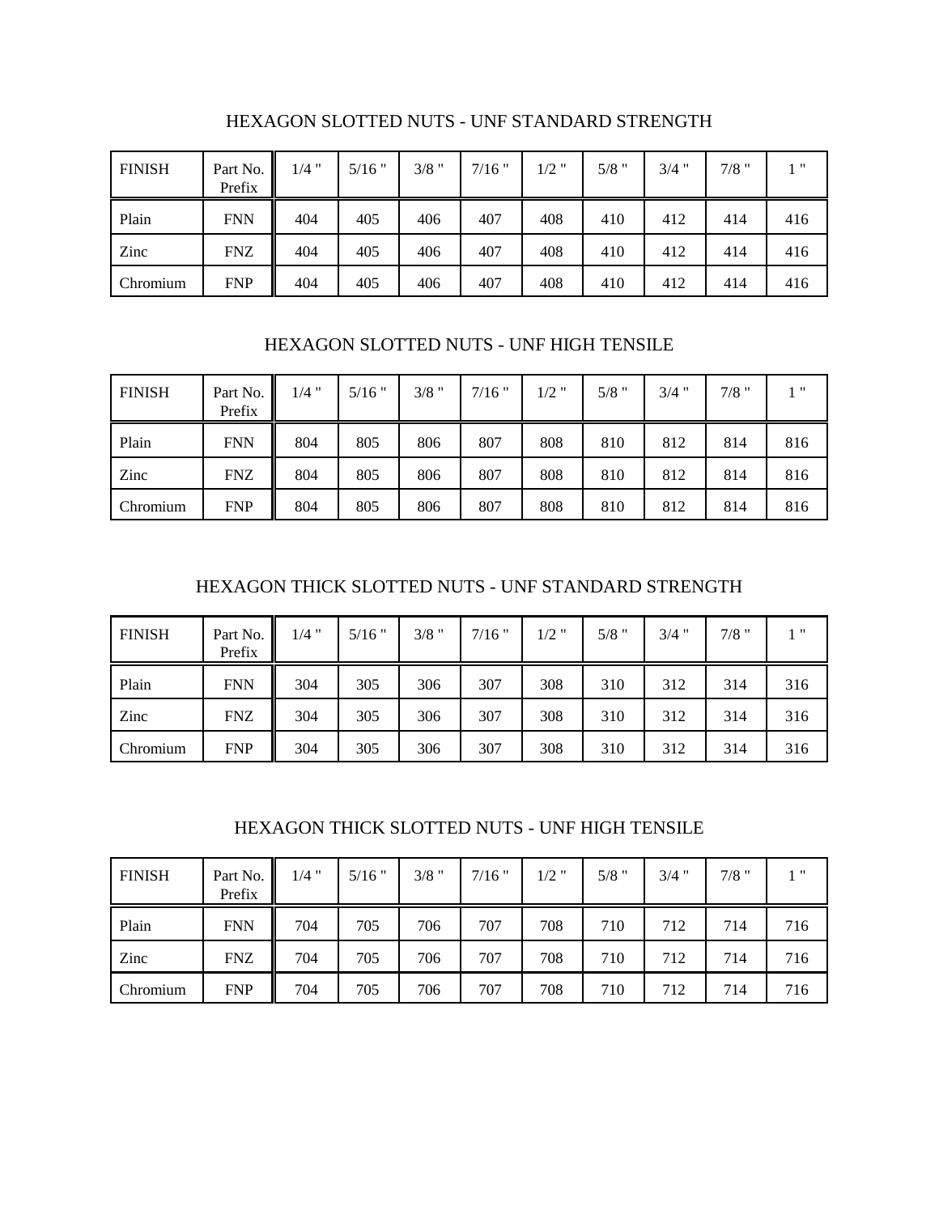## HEXAGON SLOTTED NUTS - UNF STANDARD STRENGTH

| FINISH | Part No. Prefix | 1/4 " | 5/16 " | 3/8 " | 7/16 " | 1/2 " | 5/8 " | 3/4 " | 7/8 " | 1 " |
|---|---|---|---|---|---|---|---|---|---|---|
| Plain | FNN | 404 | 405 | 406 | 407 | 408 | 410 | 412 | 414 | 416 |
| Zinc | FNZ | 404 | 405 | 406 | 407 | 408 | 410 | 412 | 414 | 416 |
| Chromium | FNP | 404 | 405 | 406 | 407 | 408 | 410 | 412 | 414 | 416 |

## HEXAGON SLOTTED NUTS - UNF HIGH TENSILE

| FINISH | Part No. Prefix | 1/4 " | 5/16 " | 3/8 " | 7/16 " | 1/2 " | 5/8 " | 3/4 " | 7/8 " | 1 " |
|---|---|---|---|---|---|---|---|---|---|---|
| Plain | FNN | 804 | 805 | 806 | 807 | 808 | 810 | 812 | 814 | 816 |
| Zinc | FNZ | 804 | 805 | 806 | 807 | 808 | 810 | 812 | 814 | 816 |
| Chromium | FNP | 804 | 805 | 806 | 807 | 808 | 810 | 812 | 814 | 816 |

## HEXAGON THICK SLOTTED NUTS - UNF STANDARD STRENGTH

| FINISH | Part No. Prefix | 1/4 " | 5/16 " | 3/8 " | 7/16 " | 1/2 " | 5/8 " | 3/4 " | 7/8 " | 1 " |
|---|---|---|---|---|---|---|---|---|---|---|
| Plain | FNN | 304 | 305 | 306 | 307 | 308 | 310 | 312 | 314 | 316 |
| Zinc | FNZ | 304 | 305 | 306 | 307 | 308 | 310 | 312 | 314 | 316 |
| Chromium | FNP | 304 | 305 | 306 | 307 | 308 | 310 | 312 | 314 | 316 |

## HEXAGON THICK SLOTTED NUTS - UNF HIGH TENSILE

| FINISH | Part No. Prefix | 1/4 " | 5/16 " | 3/8 " | 7/16 " | 1/2 " | 5/8 " | 3/4 " | 7/8 " | 1 " |
|---|---|---|---|---|---|---|---|---|---|---|
| Plain | FNN | 704 | 705 | 706 | 707 | 708 | 710 | 712 | 714 | 716 |
| Zinc | FNZ | 704 | 705 | 706 | 707 | 708 | 710 | 712 | 714 | 716 |
| Chromium | FNP | 704 | 705 | 706 | 707 | 708 | 710 | 712 | 714 | 716 |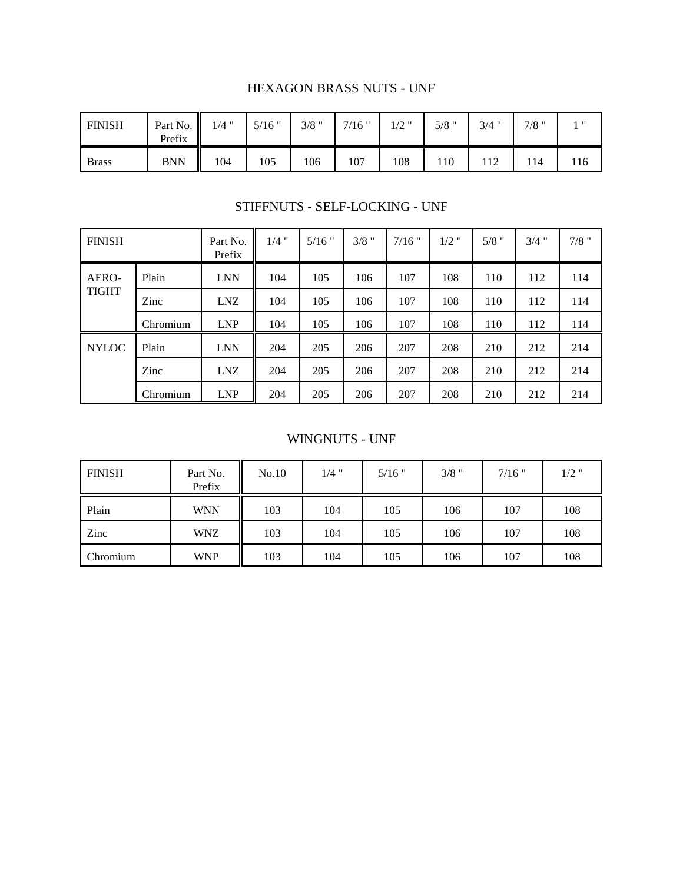## HEXAGON BRASS NUTS - UNF

| FINISH | Part No. Prefix | 1/4 " | 5/16 " | 3/8 " | 7/16 " | 1/2 " | 5/8 " | 3/4 " | 7/8 " | 1 " |
|---|---|---|---|---|---|---|---|---|---|---|
| Brass | BNN | 104 | 105 | 106 | 107 | 108 | 110 | 112 | 114 | 116 |

## STIFFNUTS - SELF-LOCKING - UNF

| FINISH | | Part No. Prefix | 1/4 " | 5/16 " | 3/8 " | 7/16 " | 1/2 " | 5/8 " | 3/4 " | 7/8 " |
|---|---|---|---|---|---|---|---|---|---|---|
| AERO-TIGHT | Plain | LNN | 104 | 105 | 106 | 107 | 108 | 110 | 112 | 114 |
| | Zinc | LNZ | 104 | 105 | 106 | 107 | 108 | 110 | 112 | 114 |
| | Chromium | LNP | 104 | 105 | 106 | 107 | 108 | 110 | 112 | 114 |
| NYLOC | Plain | LNN | 204 | 205 | 206 | 207 | 208 | 210 | 212 | 214 |
| | Zinc | LNZ | 204 | 205 | 206 | 207 | 208 | 210 | 212 | 214 |
| | Chromium | LNP | 204 | 205 | 206 | 207 | 208 | 210 | 212 | 214 |

## WINGNUTS - UNF

| FINISH | Part No. Prefix | No.10 | 1/4 " | 5/16 " | 3/8 " | 7/16 " | 1/2 " |
|---|---|---|---|---|---|---|---|
| Plain | WNN | 103 | 104 | 105 | 106 | 107 | 108 |
| Zinc | WNZ | 103 | 104 | 105 | 106 | 107 | 108 |
| Chromium | WNP | 103 | 104 | 105 | 106 | 107 | 108 |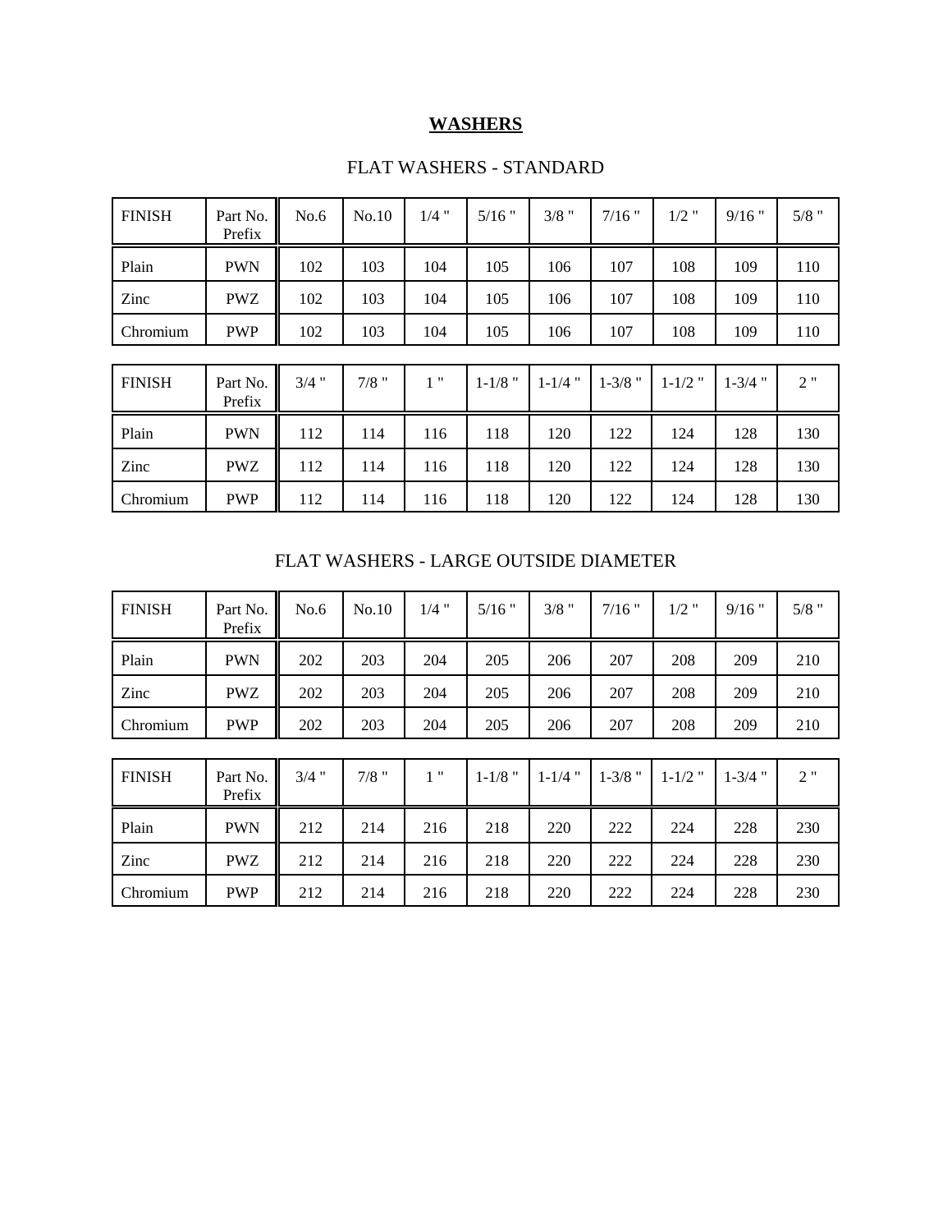# WASHERS

## FLAT WASHERS - STANDARD

| FINISH | Part No. Prefix | No.6 | No.10 | 1/4 " | 5/16 " | 3/8 " | 7/16 " | 1/2 " | 9/16 " | 5/8 " |
|---|---|---|---|---|---|---|---|---|---|---|
| Plain | PWN | 102 | 103 | 104 | 105 | 106 | 107 | 108 | 109 | 110 |
| Zinc | PWZ | 102 | 103 | 104 | 105 | 106 | 107 | 108 | 109 | 110 |
| Chromium | PWP | 102 | 103 | 104 | 105 | 106 | 107 | 108 | 109 | 110 |

| FINISH | Part No. Prefix | 3/4 " | 7/8 " | 1 " | 1-1/8 " | 1-1/4 " | 1-3/8 " | 1-1/2 " | 1-3/4 " | 2 " |
|---|---|---|---|---|---|---|---|---|---|---|
| Plain | PWN | 112 | 114 | 116 | 118 | 120 | 122 | 124 | 128 | 130 |
| Zinc | PWZ | 112 | 114 | 116 | 118 | 120 | 122 | 124 | 128 | 130 |
| Chromium | PWP | 112 | 114 | 116 | 118 | 120 | 122 | 124 | 128 | 130 |

## FLAT WASHERS - LARGE OUTSIDE DIAMETER

| FINISH | Part No. Prefix | No.6 | No.10 | 1/4 " | 5/16 " | 3/8 " | 7/16 " | 1/2 " | 9/16 " | 5/8 " |
|---|---|---|---|---|---|---|---|---|---|---|
| Plain | PWN | 202 | 203 | 204 | 205 | 206 | 207 | 208 | 209 | 210 |
| Zinc | PWZ | 202 | 203 | 204 | 205 | 206 | 207 | 208 | 209 | 210 |
| Chromium | PWP | 202 | 203 | 204 | 205 | 206 | 207 | 208 | 209 | 210 |

| FINISH | Part No. Prefix | 3/4 " | 7/8 " | 1 " | 1-1/8 " | 1-1/4 " | 1-3/8 " | 1-1/2 " | 1-3/4 " | 2 " |
|---|---|---|---|---|---|---|---|---|---|---|
| Plain | PWN | 212 | 214 | 216 | 218 | 220 | 222 | 224 | 228 | 230 |
| Zinc | PWZ | 212 | 214 | 216 | 218 | 220 | 222 | 224 | 228 | 230 |
| Chromium | PWP | 212 | 214 | 216 | 218 | 220 | 222 | 224 | 228 | 230 |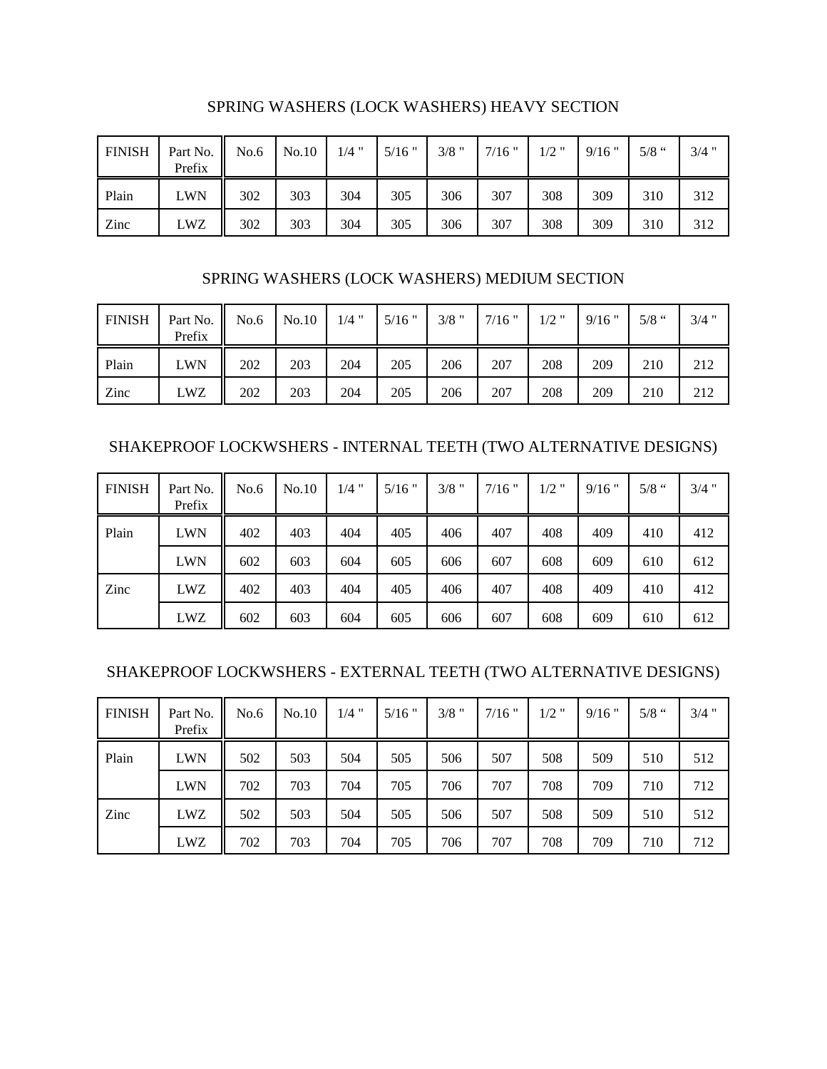## SPRING WASHERS (LOCK WASHERS) HEAVY SECTION

| FINISH | Part No. Prefix | No.6 | No.10 | 1/4 " | 5/16 " | 3/8 " | 7/16 " | 1/2 " | 9/16 " | 5/8 " | 3/4 " |
|---|---|---|---|---|---|---|---|---|---|---|---|
| Plain | LWN | 302 | 303 | 304 | 305 | 306 | 307 | 308 | 309 | 310 | 312 |
| Zinc | LWZ | 302 | 303 | 304 | 305 | 306 | 307 | 308 | 309 | 310 | 312 |

## SPRING WASHERS (LOCK WASHERS) MEDIUM SECTION

| FINISH | Part No. Prefix | No.6 | No.10 | 1/4 " | 5/16 " | 3/8 " | 7/16 " | 1/2 " | 9/16 " | 5/8 " | 3/4 " |
|---|---|---|---|---|---|---|---|---|---|---|---|
| Plain | LWN | 202 | 203 | 204 | 205 | 206 | 207 | 208 | 209 | 210 | 212 |
| Zinc | LWZ | 202 | 203 | 204 | 205 | 206 | 207 | 208 | 209 | 210 | 212 |

## SHAKEPROOF LOCKWSHERS - INTERNAL TEETH (TWO ALTERNATIVE DESIGNS)

| FINISH | Part No. Prefix | No.6 | No.10 | 1/4 " | 5/16 " | 3/8 " | 7/16 " | 1/2 " | 9/16 " | 5/8 " | 3/4 " |
|---|---|---|---|---|---|---|---|---|---|---|---|
| Plain | LWN | 402 | 403 | 404 | 405 | 406 | 407 | 408 | 409 | 410 | 412 |
| | LWN | 602 | 603 | 604 | 605 | 606 | 607 | 608 | 609 | 610 | 612 |
| Zinc | LWZ | 402 | 403 | 404 | 405 | 406 | 407 | 408 | 409 | 410 | 412 |
| | LWZ | 602 | 603 | 604 | 605 | 606 | 607 | 608 | 609 | 610 | 612 |

## SHAKEPROOF LOCKWSHERS - EXTERNAL TEETH (TWO ALTERNATIVE DESIGNS)

| FINISH | Part No. Prefix | No.6 | No.10 | 1/4 " | 5/16 " | 3/8 " | 7/16 " | 1/2 " | 9/16 " | 5/8 " | 3/4 " |
|---|---|---|---|---|---|---|---|---|---|---|---|
| Plain | LWN | 502 | 503 | 504 | 505 | 506 | 507 | 508 | 509 | 510 | 512 |
| | LWN | 702 | 703 | 704 | 705 | 706 | 707 | 708 | 709 | 710 | 712 |
| Zinc | LWZ | 502 | 503 | 504 | 505 | 506 | 507 | 508 | 509 | 510 | 512 |
| | LWZ | 702 | 703 | 704 | 705 | 706 | 707 | 708 | 709 | 710 | 712 |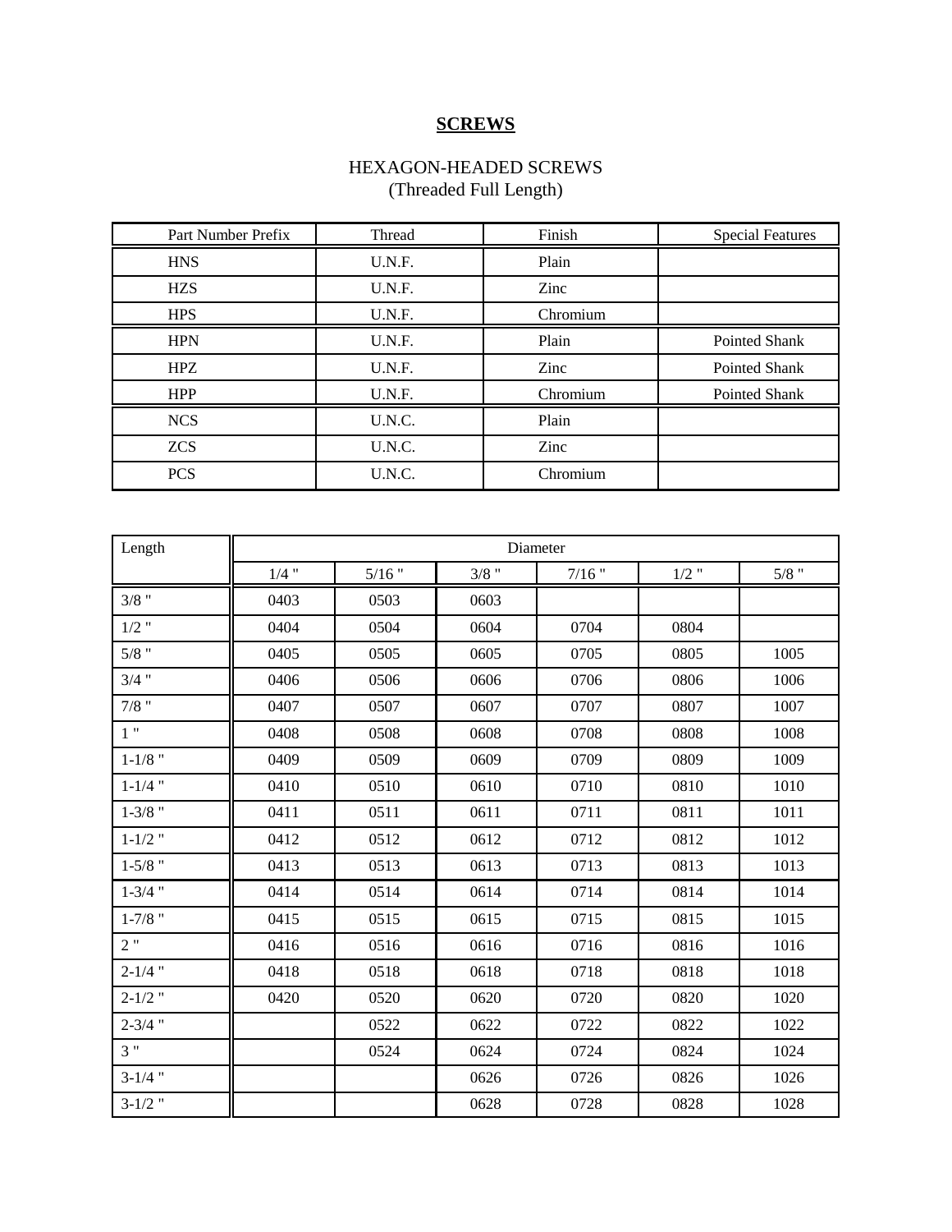# SCREWS

## HEXAGON-HEADED SCREWS
(Threaded Full Length)

| Part Number Prefix | Thread | Finish | Special Features |
|---|---|---|---|
| HNS | U.N.F. | Plain | |
| HZS | U.N.F. | Zinc | |
| HPS | U.N.F. | Chromium | |
| HPN | U.N.F. | Plain | Pointed Shank |
| HPZ | U.N.F. | Zinc | Pointed Shank |
| HPP | U.N.F. | Chromium | Pointed Shank |
| NCS | U.N.C. | Plain | |
| ZCS | U.N.C. | Zinc | |
| PCS | U.N.C. | Chromium | |

| Length | Diameter | | | | | |
|---|---|---|---|---|---|---|
| | 1/4 " | 5/16 " | 3/8 " | 7/16 " | 1/2 " | 5/8 " |
| 3/8 " | 0403 | 0503 | 0603 | | | |
| 1/2 " | 0404 | 0504 | 0604 | 0704 | 0804 | |
| 5/8 " | 0405 | 0505 | 0605 | 0705 | 0805 | 1005 |
| 3/4 " | 0406 | 0506 | 0606 | 0706 | 0806 | 1006 |
| 7/8 " | 0407 | 0507 | 0607 | 0707 | 0807 | 1007 |
| 1 " | 0408 | 0508 | 0608 | 0708 | 0808 | 1008 |
| 1-1/8 " | 0409 | 0509 | 0609 | 0709 | 0809 | 1009 |
| 1-1/4 " | 0410 | 0510 | 0610 | 0710 | 0810 | 1010 |
| 1-3/8 " | 0411 | 0511 | 0611 | 0711 | 0811 | 1011 |
| 1-1/2 " | 0412 | 0512 | 0612 | 0712 | 0812 | 1012 |
| 1-5/8 " | 0413 | 0513 | 0613 | 0713 | 0813 | 1013 |
| 1-3/4 " | 0414 | 0514 | 0614 | 0714 | 0814 | 1014 |
| 1-7/8 " | 0415 | 0515 | 0615 | 0715 | 0815 | 1015 |
| 2 " | 0416 | 0516 | 0616 | 0716 | 0816 | 1016 |
| 2-1/4 " | 0418 | 0518 | 0618 | 0718 | 0818 | 1018 |
| 2-1/2 " | 0420 | 0520 | 0620 | 0720 | 0820 | 1020 |
| 2-3/4 " | | 0522 | 0622 | 0722 | 0822 | 1022 |
| 3 " | | 0524 | 0624 | 0724 | 0824 | 1024 |
| 3-1/4 " | | | 0626 | 0726 | 0826 | 1026 |
| 3-1/2 " | | | 0628 | 0728 | 0828 | 1028 |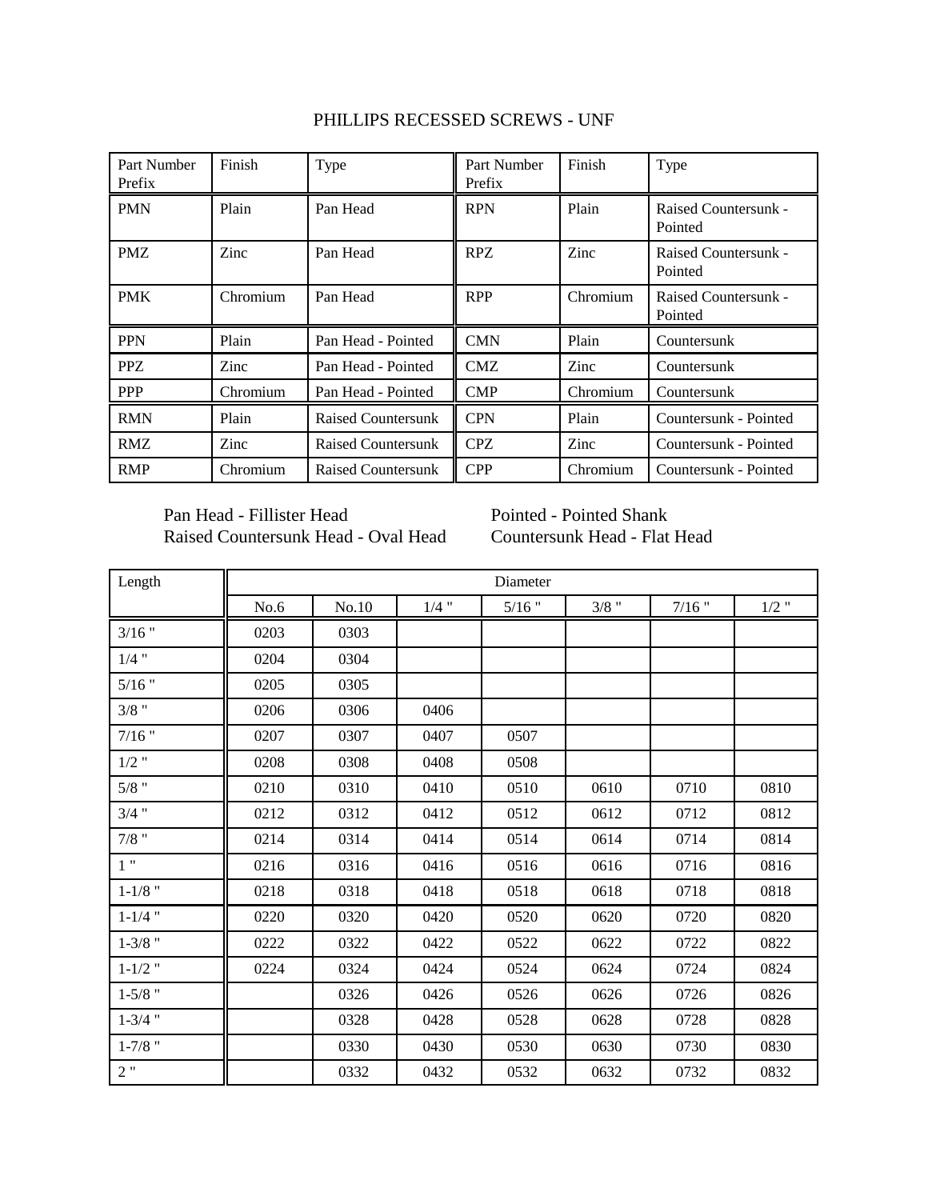# PHILLIPS RECESSED SCREWS - UNF

| Part Number Prefix | Finish | Type | Part Number Prefix | Finish | Type |
|---|---|---|---|---|---|
| PMN | Plain | Pan Head | RPN | Plain | Raised Countersunk - Pointed |
| PMZ | Zinc | Pan Head | RPZ | Zinc | Raised Countersunk - Pointed |
| PMK | Chromium | Pan Head | RPP | Chromium | Raised Countersunk - Pointed |
| PPN | Plain | Pan Head - Pointed | CMN | Plain | Countersunk |
| PPZ | Zinc | Pan Head - Pointed | CMZ | Zinc | Countersunk |
| PPP | Chromium | Pan Head - Pointed | CMP | Chromium | Countersunk |
| RMN | Plain | Raised Countersunk | CPN | Plain | Countersunk - Pointed |
| RMZ | Zinc | Raised Countersunk | CPZ | Zinc | Countersunk - Pointed |
| RMP | Chromium | Raised Countersunk | CPP | Chromium | Countersunk - Pointed |

Pan Head - Fillister Head
Raised Countersunk Head - Oval Head
Pointed - Pointed Shank
Countersunk Head - Flat Head

| Length | Diameter | | | | | | |
|---|---|---|---|---|---|---|---|
| | No.6 | No.10 | 1/4 " | 5/16 " | 3/8 " | 7/16 " | 1/2 " |
| 3/16 " | 0203 | 0303 | | | | | |
| 1/4 " | 0204 | 0304 | | | | | |
| 5/16 " | 0205 | 0305 | | | | | |
| 3/8 " | 0206 | 0306 | 0406 | | | | |
| 7/16 " | 0207 | 0307 | 0407 | 0507 | | | |
| 1/2 " | 0208 | 0308 | 0408 | 0508 | | | |
| 5/8 " | 0210 | 0310 | 0410 | 0510 | 0610 | 0710 | 0810 |
| 3/4 " | 0212 | 0312 | 0412 | 0512 | 0612 | 0712 | 0812 |
| 7/8 " | 0214 | 0314 | 0414 | 0514 | 0614 | 0714 | 0814 |
| 1 " | 0216 | 0316 | 0416 | 0516 | 0616 | 0716 | 0816 |
| 1-1/8 " | 0218 | 0318 | 0418 | 0518 | 0618 | 0718 | 0818 |
| 1-1/4 " | 0220 | 0320 | 0420 | 0520 | 0620 | 0720 | 0820 |
| 1-3/8 " | 0222 | 0322 | 0422 | 0522 | 0622 | 0722 | 0822 |
| 1-1/2 " | 0224 | 0324 | 0424 | 0524 | 0624 | 0724 | 0824 |
| 1-5/8 " | | 0326 | 0426 | 0526 | 0626 | 0726 | 0826 |
| 1-3/4 " | | 0328 | 0428 | 0528 | 0628 | 0728 | 0828 |
| 1-7/8 " | | 0330 | 0430 | 0530 | 0630 | 0730 | 0830 |
| 2 " | | 0332 | 0432 | 0532 | 0632 | 0732 | 0832 |